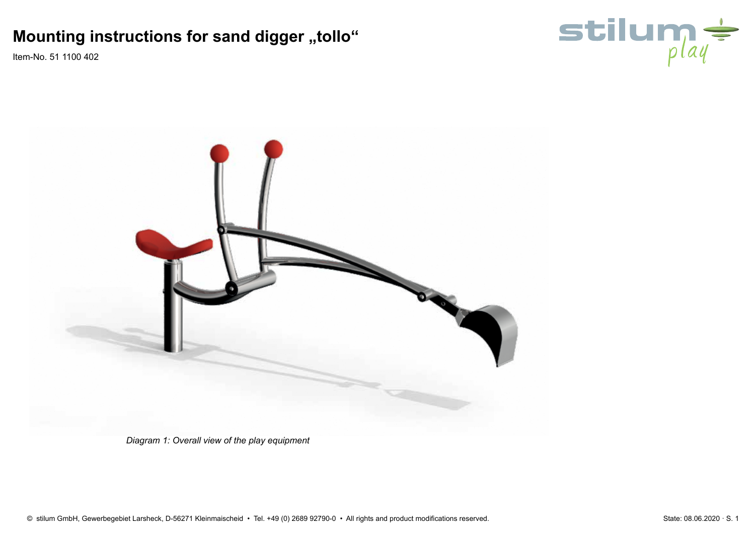# Mounting instructions for sand digger „tollo"

Item-No. 51 1100 402

*Diagram 1: Overall view of the play equipment*

© stilum GmbH, Gewerbegebiet Larsheck, D-56271 Kleinmaischeid • Tel. +49 (0) 2689 92790-0 • All rights and product modifications reserved.

State: 08.06.2020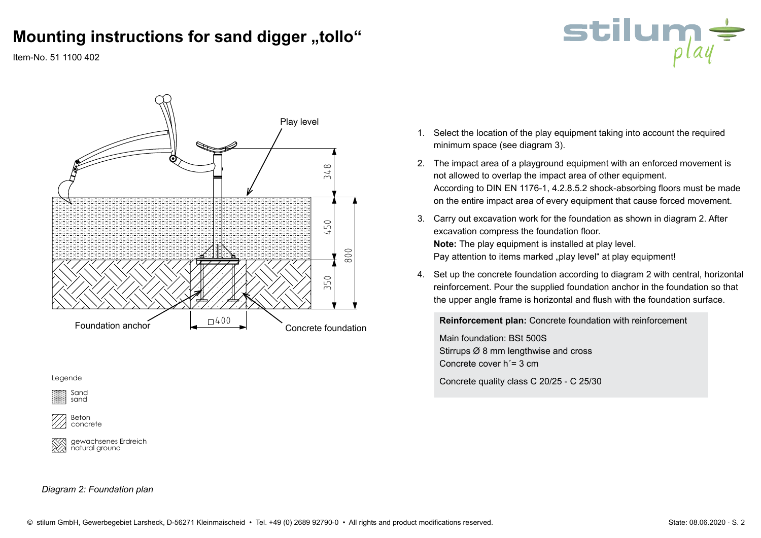# Mounting instructions for sand digger „tollo“

Item-No. 51 1100 402

Play level

348

450

800

350

Foundation anchor

□400

Concrete foundation

Legende

Sand
sand

Beton
concrete

gewachsenes Erdreich
natural ground

*Diagram 2: Foundation plan*

1. Select the location of the play equipment taking into account the required minimum space (see diagram 3).
2. The impact area of a playground equipment with an enforced movement is not allowed to overlap the impact area of other equipment.
   According to DIN EN 1176-1, 4.2.8.5.2 shock-absorbing floors must be made on the entire impact area of every equipment that cause forced movement.
3. Carry out excavation work for the foundation as shown in diagram 2. After excavation compress the foundation floor.
   **Note:** The play equipment is installed at play level.
   Pay attention to items marked „play level“ at play equipment!
4. Set up the concrete foundation according to diagram 2 with central, horizontal reinforcement. Pour the supplied foundation anchor in the foundation so that the upper angle frame is horizontal and flush with the foundation surface.

**Reinforcement plan:** Concrete foundation with reinforcement

Main foundation: BSt 500S
Stirrups Ø 8 mm lengthwise and cross
Concrete cover h´= 3 cm

Concrete quality class C 20/25 - C 25/30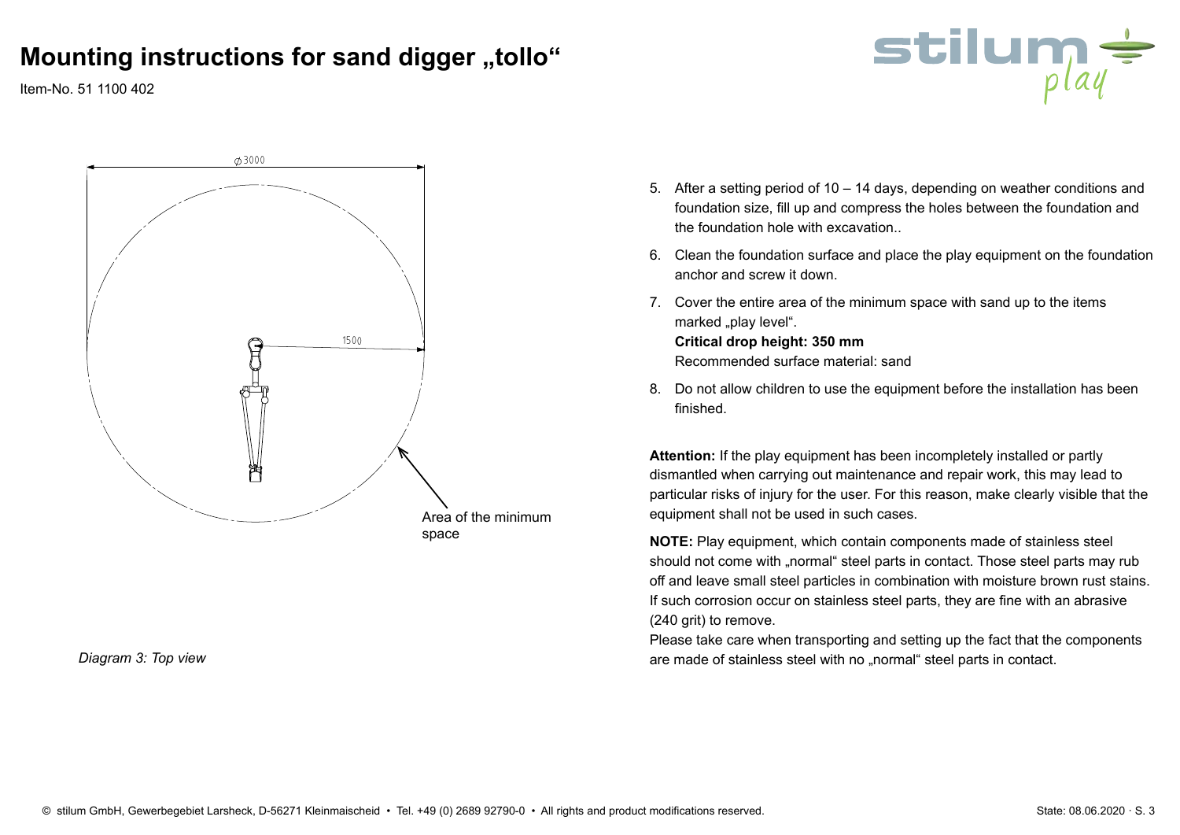# Mounting instructions for sand digger „tollo“

Item-No. 51 1100 402

⌀3000

1500

Area of the minimum space

*Diagram 3: Top view*

5. After a setting period of 10 – 14 days, depending on weather conditions and foundation size, fill up and compress the holes between the foundation and the foundation hole with excavation..
6. Clean the foundation surface and place the play equipment on the foundation anchor and screw it down.
7. Cover the entire area of the minimum space with sand up to the items marked „play level“.
   **Critical drop height: 350 mm**
   Recommended surface material: sand
8. Do not allow children to use the equipment before the installation has been finished.

**Attention:** If the play equipment has been incompletely installed or partly dismantled when carrying out maintenance and repair work, this may lead to particular risks of injury for the user. For this reason, make clearly visible that the equipment shall not be used in such cases.

**NOTE:** Play equipment, which contain components made of stainless steel should not come with „normal“ steel parts in contact. Those steel parts may rub off and leave small steel particles in combination with moisture brown rust stains. If such corrosion occur on stainless steel parts, they are fine with an abrasive (240 grit) to remove.
Please take care when transporting and setting up the fact that the components are made of stainless steel with no „normal“ steel parts in contact.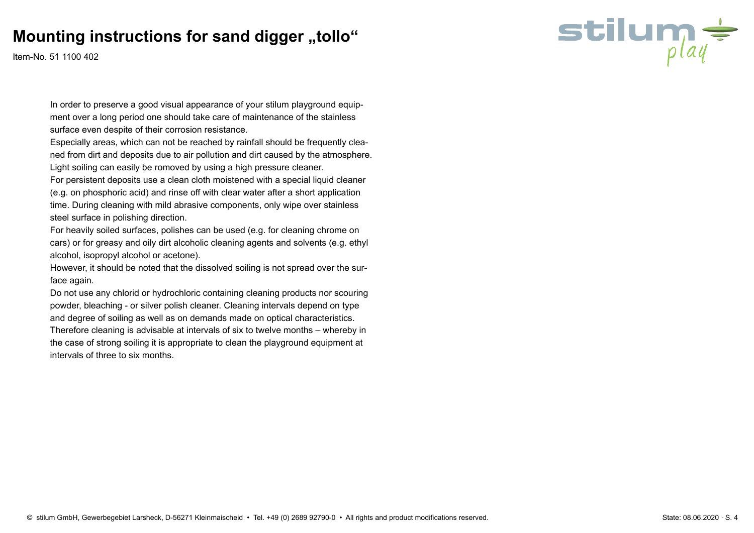# Mounting instructions for sand digger „tollo“

Item-No. 51 1100 402

In order to preserve a good visual appearance of your stilum playground equipment over a long period one should take care of maintenance of the stainless surface even despite of their corrosion resistance.
Especially areas, which can not be reached by rainfall should be frequently cleaned from dirt and deposits due to air pollution and dirt caused by the atmosphere. Light soiling can easily be romoved by using a high pressure cleaner.
For persistent deposits use a clean cloth moistened with a special liquid cleaner (e.g. on phosphoric acid) and rinse off with clear water after a short application time. During cleaning with mild abrasive components, only wipe over stainless steel surface in polishing direction.
For heavily soiled surfaces, polishes can be used (e.g. for cleaning chrome on cars) or for greasy and oily dirt alcoholic cleaning agents and solvents (e.g. ethyl alcohol, isopropyl alcohol or acetone).
However, it should be noted that the dissolved soiling is not spread over the surface again.
Do not use any chlorid or hydrochloric containing cleaning products nor scouring powder, bleaching - or silver polish cleaner. Cleaning intervals depend on type and degree of soiling as well as on demands made on optical characteristics. Therefore cleaning is advisable at intervals of six to twelve months – whereby in the case of strong soiling it is appropriate to clean the playground equipment at intervals of three to six months.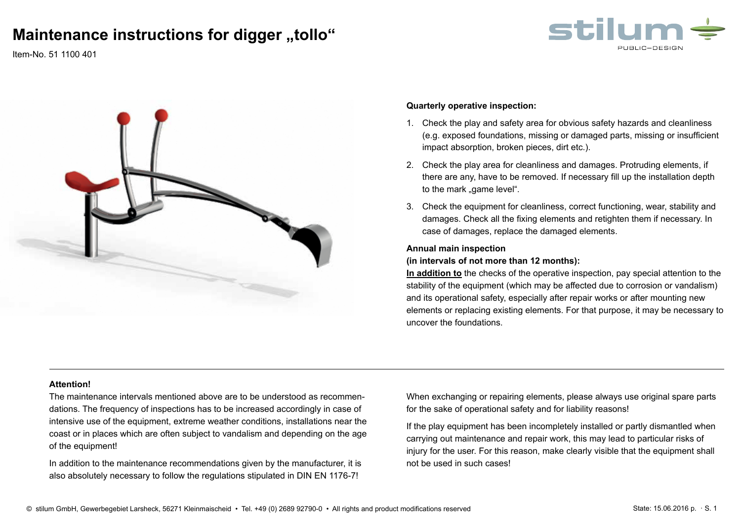# Maintenance instructions for digger „tollo“

Item-No. 51 1100 401

**Quarterly operative inspection:**

1. Check the play and safety area for obvious safety hazards and cleanliness (e.g. exposed foundations, missing or damaged parts, missing or insufficient impact absorption, broken pieces, dirt etc.).
2. Check the play area for cleanliness and damages. Protruding elements, if there are any, have to be removed. If necessary fill up the installation depth to the mark „game level“.
3. Check the equipment for cleanliness, correct functioning, wear, stability and damages. Check all the fixing elements and retighten them if necessary. In case of damages, replace the damaged elements.

**Annual main inspection**
**(in intervals of not more than 12 months):**

**In addition to** the checks of the operative inspection, pay special attention to the stability of the equipment (which may be affected due to corrosion or vandalism) and its operational safety, especially after repair works or after mounting new elements or replacing existing elements. For that purpose, it may be necessary to uncover the foundations.

---

**Attention!**

The maintenance intervals mentioned above are to be understood as recommendations. The frequency of inspections has to be increased accordingly in case of intensive use of the equipment, extreme weather conditions, installations near the coast or in places which are often subject to vandalism and depending on the age of the equipment!

In addition to the maintenance recommendations given by the manufacturer, it is also absolutely necessary to follow the regulations stipulated in DIN EN 1176-7!

When exchanging or repairing elements, please always use original spare parts for the sake of operational safety and for liability reasons!

If the play equipment has been incompletely installed or partly dismantled when carrying out maintenance and repair work, this may lead to particular risks of injury for the user. For this reason, make clearly visible that the equipment shall not be used in such cases!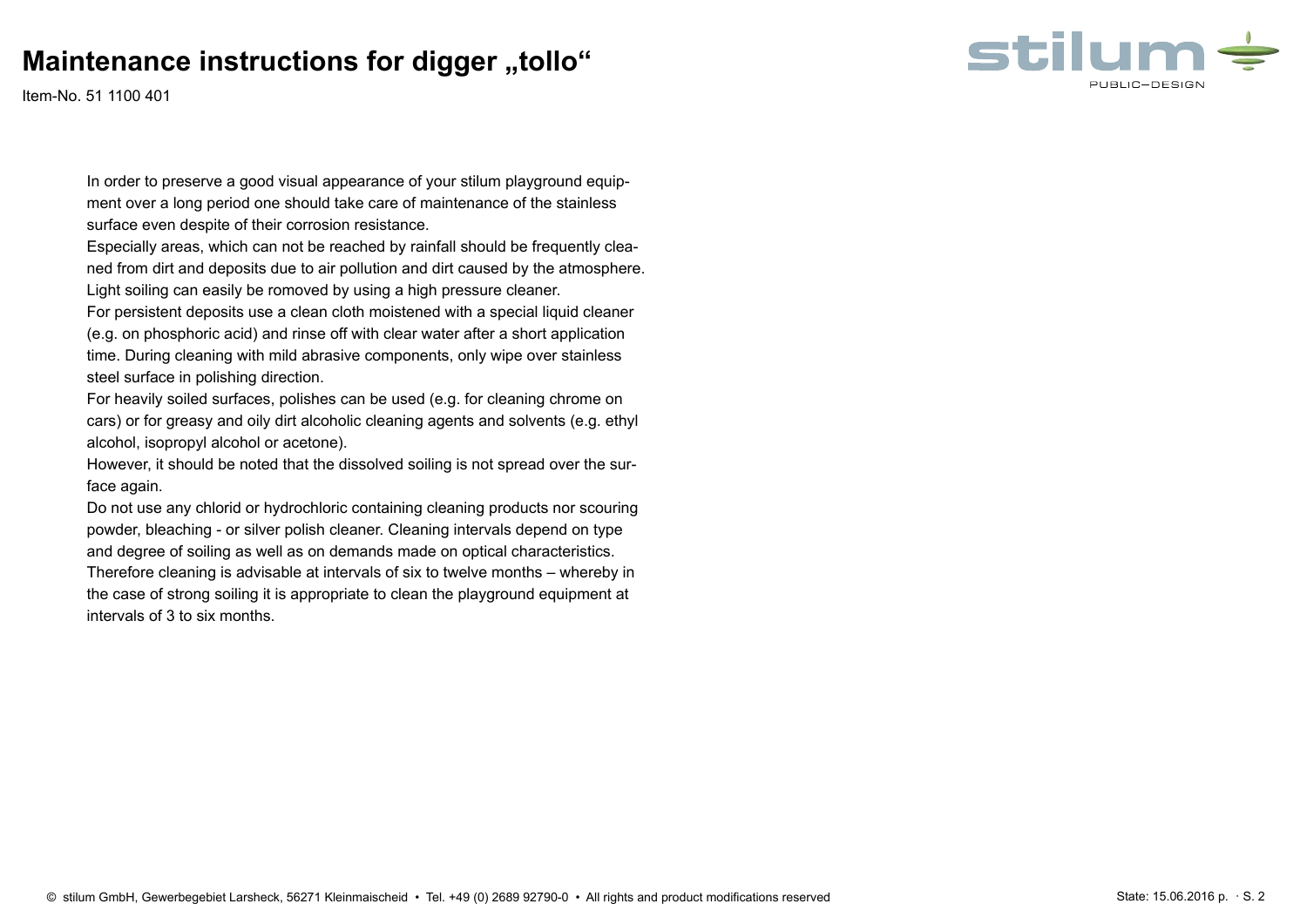# Maintenance instructions for digger „tollo“

Item-No. 51 1100 401

In order to preserve a good visual appearance of your stilum playground equipment over a long period one should take care of maintenance of the stainless surface even despite of their corrosion resistance.
Especially areas, which can not be reached by rainfall should be frequently cleaned from dirt and deposits due to air pollution and dirt caused by the atmosphere.
Light soiling can easily be romoved by using a high pressure cleaner.
For persistent deposits use a clean cloth moistened with a special liquid cleaner (e.g. on phosphoric acid) and rinse off with clear water after a short application time. During cleaning with mild abrasive components, only wipe over stainless steel surface in polishing direction.
For heavily soiled surfaces, polishes can be used (e.g. for cleaning chrome on cars) or for greasy and oily dirt alcoholic cleaning agents and solvents (e.g. ethyl alcohol, isopropyl alcohol or acetone).
However, it should be noted that the dissolved soiling is not spread over the surface again.
Do not use any chlorid or hydrochloric containing cleaning products nor scouring powder, bleaching - or silver polish cleaner. Cleaning intervals depend on type and degree of soiling as well as on demands made on optical characteristics.
Therefore cleaning is advisable at intervals of six to twelve months – whereby in the case of strong soiling it is appropriate to clean the playground equipment at intervals of 3 to six months.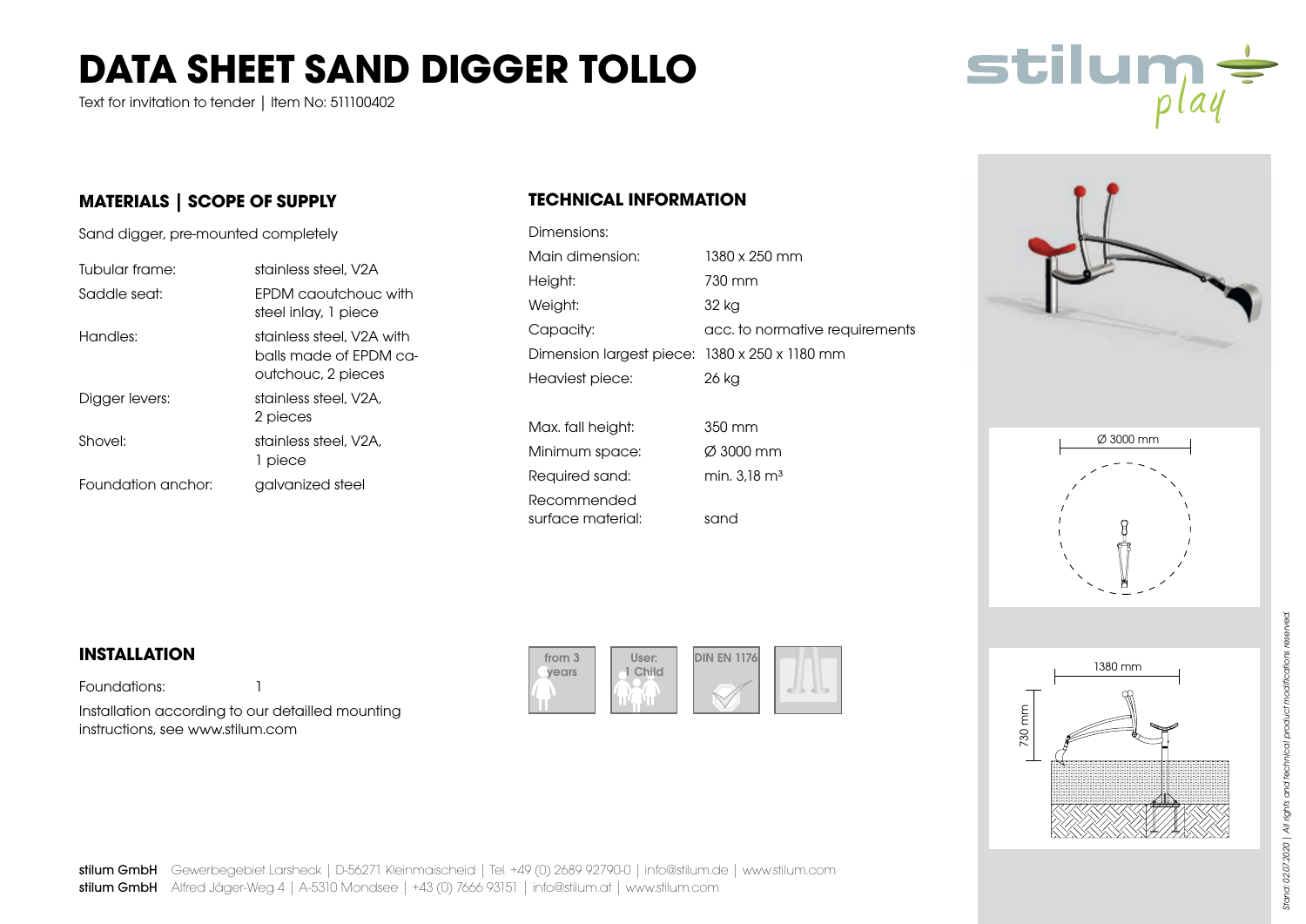# DATA SHEET SAND DIGGER TOLLO

Text for invitation to tender | Item No: 511100402

## MATERIALS | SCOPE OF SUPPLY

Sand digger, pre-mounted completely

| | |
|---|---|
| Tubular frame: | stainless steel, V2A |
| Saddle seat: | EPDM caoutchouc with steel inlay, 1 piece |
| Handles: | stainless steel, V2A with balls made of EPDM caoutchouc, 2 pieces |
| Digger levers: | stainless steel, V2A, 2 pieces |
| Shovel: | stainless steel, V2A, 1 piece |
| Foundation anchor: | galvanized steel |

## TECHNICAL INFORMATION

| | |
|---|---|
| Dimensions: | |
| Main dimension: | 1380 x 250 mm |
| Height: | 730 mm |
| Weight: | 32 kg |
| Capacity: | acc. to normative requirements |
| Dimension largest piece: | 1380 x 250 x 1180 mm |
| Heaviest piece: | 26 kg |
| Max. fall height: | 350 mm |
| Minimum space: | Ø 3000 mm |
| Required sand: | min. 3,18 m³ |
| Recommended surface material: | sand |

## INSTALLATION

Foundations: 1

Installation according to our detailled mounting instructions, see www.stilum.com

from 3 years

User: 1 Child

DIN EN 1176

Ø 3000 mm

1380 mm

730 mm

**stilum GmbH** Gewerbegebiet Larsheck | D-56271 Kleinmaischeid | Tel. +49 (0) 2689 92790-0 | info@stilum.de | www.stilum.com

**stilum GmbH** Alfred Jäger-Weg 4 | A-5310 Mondsee | +43 (0) 7666 93151 | info@stilum.at | www.stilum.com

Stand: 02.07.2020 | All rights and technical product modifications reserved.